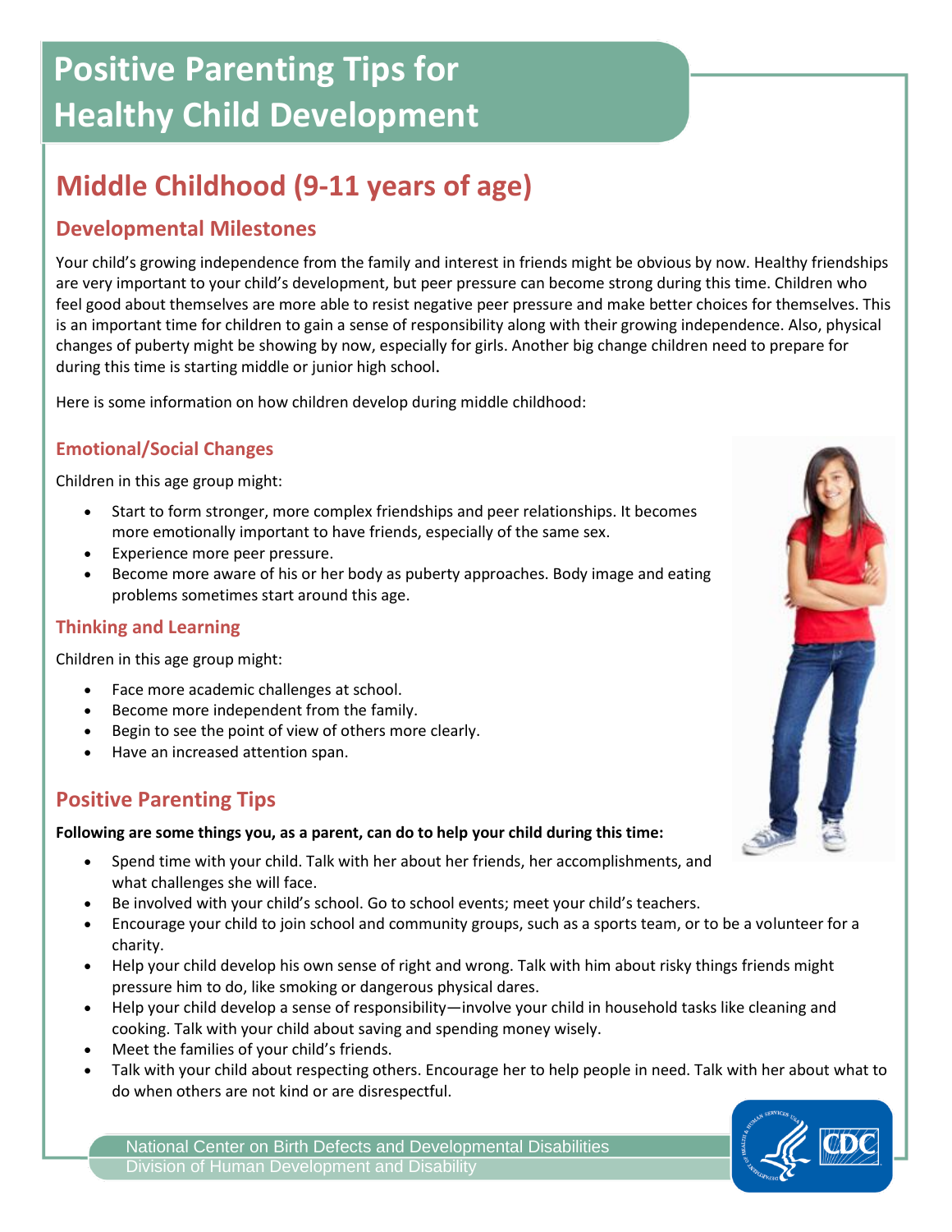# Positive Parenting Tips for Healthy Child Development

## Middle Childhood (9-11 years of age)

### Developmental Milestones

Your child's growing independence from the family and interest in friends might be obvious by now. Healthy friendships are very important to your child's development, but peer pressure can become strong during this time. Children who feel good about themselves are more able to resist negative peer pressure and make better choices for themselves. This is an important time for children to gain a sense of responsibility along with their growing independence. Also, physical changes of puberty might be showing by now, especially for girls. Another big change children need to prepare for during this time is starting middle or junior high school.

Here is some information on how children develop during middle childhood:

#### Emotional/Social Changes

Children in this age group might:

- Start to form stronger, more complex friendships and peer relationships. It becomes more emotionally important to have friends, especially of the same sex.
- Experience more peer pressure.
- Become more aware of his or her body as puberty approaches. Body image and eating problems sometimes start around this age.

#### Thinking and Learning

Children in this age group might:

- Face more academic challenges at school.
- Become more independent from the family.
- Begin to see the point of view of others more clearly.
- Have an increased attention span.

### Positive Parenting Tips

**Following are some things you, as a parent, can do to help your child during this time:**

- Spend time with your child. Talk with her about her friends, her accomplishments, and what challenges she will face.
- Be involved with your child's school. Go to school events; meet your child's teachers.
- Encourage your child to join school and community groups, such as a sports team, or to be a volunteer for a charity.
- Help your child develop his own sense of right and wrong. Talk with him about risky things friends might pressure him to do, like smoking or dangerous physical dares.
- Help your child develop a sense of responsibility—involve your child in household tasks like cleaning and cooking. Talk with your child about saving and spending money wisely.
- Meet the families of your child's friends.
- Talk with your child about respecting others. Encourage her to help people in need. Talk with her about what to do when others are not kind or are disrespectful.

National Center on Birth Defects and Developmental Disabilities
Division of Human Development and Disability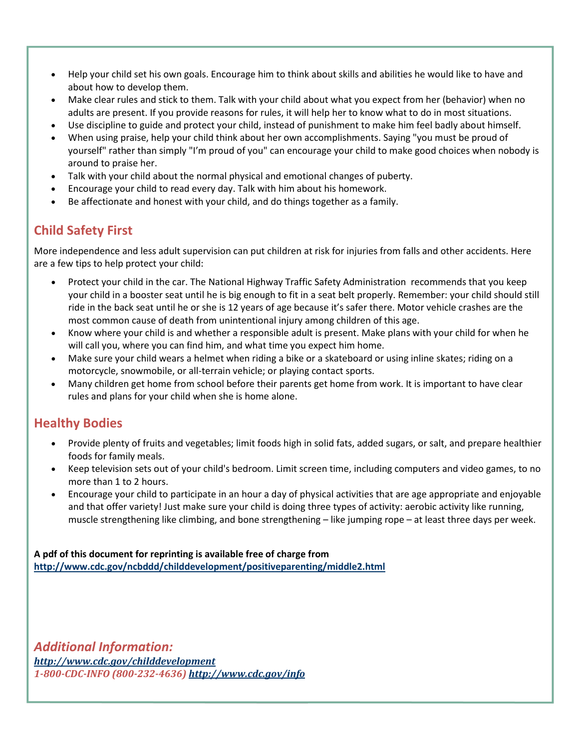- Help your child set his own goals. Encourage him to think about skills and abilities he would like to have and about how to develop them.
- Make clear rules and stick to them. Talk with your child about what you expect from her (behavior) when no adults are present. If you provide reasons for rules, it will help her to know what to do in most situations.
- Use discipline to guide and protect your child, instead of punishment to make him feel badly about himself.
- When using praise, help your child think about her own accomplishments. Saying "you must be proud of yourself" rather than simply "I'm proud of you" can encourage your child to make good choices when nobody is around to praise her.
- Talk with your child about the normal physical and emotional changes of puberty.
- Encourage your child to read every day. Talk with him about his homework.
- Be affectionate and honest with your child, and do things together as a family.

## Child Safety First

More independence and less adult supervision can put children at risk for injuries from falls and other accidents. Here are a few tips to help protect your child:

- Protect your child in the car. The National Highway Traffic Safety Administration recommends that you keep your child in a booster seat until he is big enough to fit in a seat belt properly. Remember: your child should still ride in the back seat until he or she is 12 years of age because it's safer there. Motor vehicle crashes are the most common cause of death from unintentional injury among children of this age.
- Know where your child is and whether a responsible adult is present. Make plans with your child for when he will call you, where you can find him, and what time you expect him home.
- Make sure your child wears a helmet when riding a bike or a skateboard or using inline skates; riding on a motorcycle, snowmobile, or all-terrain vehicle; or playing contact sports.
- Many children get home from school before their parents get home from work. It is important to have clear rules and plans for your child when she is home alone.

## Healthy Bodies

- Provide plenty of fruits and vegetables; limit foods high in solid fats, added sugars, or salt, and prepare healthier foods for family meals.
- Keep television sets out of your child's bedroom. Limit screen time, including computers and video games, to no more than 1 to 2 hours.
- Encourage your child to participate in an hour a day of physical activities that are age appropriate and enjoyable and that offer variety! Just make sure your child is doing three types of activity: aerobic activity like running, muscle strengthening like climbing, and bone strengthening – like jumping rope – at least three days per week.

**A pdf of this document for reprinting is available free of charge from**
**http://www.cdc.gov/ncbddd/childdevelopment/positiveparenting/middle2.html**

***Additional Information:***
***http://www.cdc.gov/childdevelopment***
***1-800-CDC-INFO (800-232-4636) http://www.cdc.gov/info***